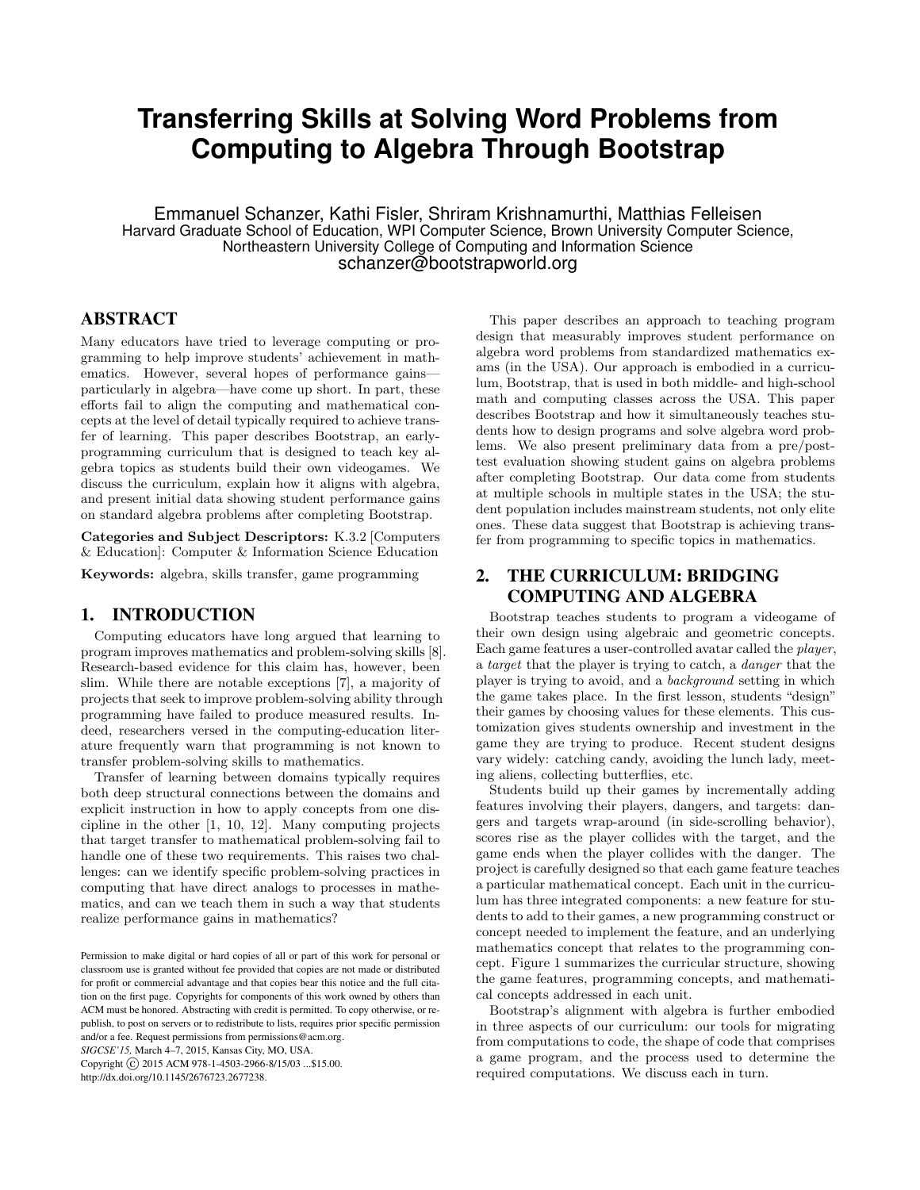# Transferring Skills at Solving Word Problems from Computing to Algebra Through Bootstrap

Emmanuel Schanzer, Kathi Fisler, Shriram Krishnamurthi, Matthias Felleisen
Harvard Graduate School of Education, WPI Computer Science, Brown University Computer Science, Northeastern University College of Computing and Information Science
schanzer@bootstrapworld.org

## ABSTRACT

Many educators have tried to leverage computing or programming to help improve students' achievement in mathematics. However, several hopes of performance gains—particularly in algebra—have come up short. In part, these efforts fail to align the computing and mathematical concepts at the level of detail typically required to achieve transfer of learning. This paper describes Bootstrap, an early-programming curriculum that is designed to teach key algebra topics as students build their own videogames. We discuss the curriculum, explain how it aligns with algebra, and present initial data showing student performance gains on standard algebra problems after completing Bootstrap.

**Categories and Subject Descriptors:** K.3.2 [Computers & Education]: Computer & Information Science Education

**Keywords:** algebra, skills transfer, game programming

## 1. INTRODUCTION

Computing educators have long argued that learning to program improves mathematics and problem-solving skills [8]. Research-based evidence for this claim has, however, been slim. While there are notable exceptions [7], a majority of projects that seek to improve problem-solving ability through programming have failed to produce measured results. Indeed, researchers versed in the computing-education literature frequently warn that programming is not known to transfer problem-solving skills to mathematics.

Transfer of learning between domains typically requires both deep structural connections between the domains and explicit instruction in how to apply concepts from one discipline in the other [1, 10, 12]. Many computing projects that target transfer to mathematical problem-solving fail to handle one of these two requirements. This raises two challenges: can we identify specific problem-solving practices in computing that have direct analogs to processes in mathematics, and can we teach them in such a way that students realize performance gains in mathematics?

Permission to make digital or hard copies of all or part of this work for personal or classroom use is granted without fee provided that copies are not made or distributed for profit or commercial advantage and that copies bear this notice and the full citation on the first page. Copyrights for components of this work owned by others than ACM must be honored. Abstracting with credit is permitted. To copy otherwise, or republish, to post on servers or to redistribute to lists, requires prior specific permission and/or a fee. Request permissions from permissions@acm.org.
*SIGCSE'15,* March 4–7, 2015, Kansas City, MO, USA.
Copyright © 2015 ACM 978-1-4503-2966-8/15/03 ...$15.00.
http://dx.doi.org/10.1145/2676723.2677238.

This paper describes an approach to teaching program design that measurably improves student performance on algebra word problems from standardized mathematics exams (in the USA). Our approach is embodied in a curriculum, Bootstrap, that is used in both middle- and high-school math and computing classes across the USA. This paper describes Bootstrap and how it simultaneously teaches students how to design programs and solve algebra word problems. We also present preliminary data from a pre/post-test evaluation showing student gains on algebra problems after completing Bootstrap. Our data come from students at multiple schools in multiple states in the USA; the student population includes mainstream students, not only elite ones. These data suggest that Bootstrap is achieving transfer from programming to specific topics in mathematics.

## 2. THE CURRICULUM: BRIDGING COMPUTING AND ALGEBRA

Bootstrap teaches students to program a videogame of their own design using algebraic and geometric concepts. Each game features a user-controlled avatar called the *player*, a *target* that the player is trying to catch, a *danger* that the player is trying to avoid, and a *background* setting in which the game takes place. In the first lesson, students "design" their games by choosing values for these elements. This customization gives students ownership and investment in the game they are trying to produce. Recent student designs vary widely: catching candy, avoiding the lunch lady, meeting aliens, collecting butterflies, etc.

Students build up their games by incrementally adding features involving their players, dangers, and targets: dangers and targets wrap-around (in side-scrolling behavior), scores rise as the player collides with the target, and the game ends when the player collides with the danger. The project is carefully designed so that each game feature teaches a particular mathematical concept. Each unit in the curriculum has three integrated components: a new feature for students to add to their games, a new programming construct or concept needed to implement the feature, and an underlying mathematics concept that relates to the programming concept. Figure 1 summarizes the curricular structure, showing the game features, programming concepts, and mathematical concepts addressed in each unit.

Bootstrap's alignment with algebra is further embodied in three aspects of our curriculum: our tools for migrating from computations to code, the shape of code that comprises a game program, and the process used to determine the required computations. We discuss each in turn.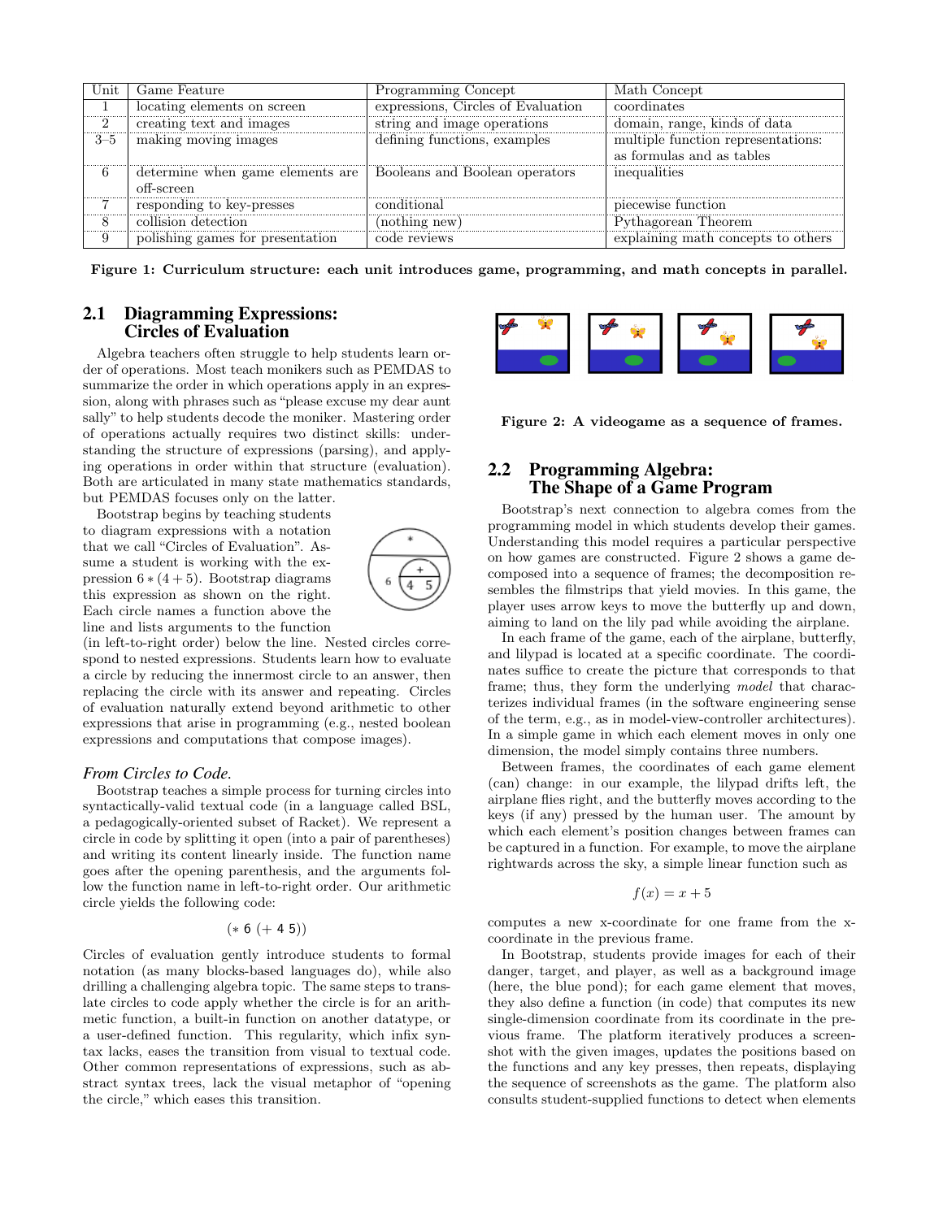| Unit | Game Feature | Programming Concept | Math Concept |
|---|---|---|---|
| 1 | locating elements on screen | expressions, Circles of Evaluation | coordinates |
| 2 | creating text and images | string and image operations | domain, range, kinds of data |
| 3–5 | making moving images | defining functions, examples | multiple function representations: as formulas and as tables |
| 6 | determine when game elements are off-screen | Booleans and Boolean operators | inequalities |
| 7 | responding to key-presses | conditional | piecewise function |
| 8 | collision detection | (nothing new) | Pythagorean Theorem |
| 9 | polishing games for presentation | code reviews | explaining math concepts to others |

**Figure 1: Curriculum structure: each unit introduces game, programming, and math concepts in parallel.**

## 2.1 Diagramming Expressions: Circles of Evaluation

Algebra teachers often struggle to help students learn order of operations. Most teach monikers such as PEMDAS to summarize the order in which operations apply in an expression, along with phrases such as "please excuse my dear aunt sally" to help students decode the moniker. Mastering order of operations actually requires two distinct skills: understanding the structure of expressions (parsing), and applying operations in order within that structure (evaluation). Both are articulated in many state mathematics standards, but PEMDAS focuses only on the latter.

Bootstrap begins by teaching students to diagram expressions with a notation that we call "Circles of Evaluation". Assume a student is working with the expression $6 * (4 + 5)$. Bootstrap diagrams this expression as shown on the right. Each circle names a function above the line and lists arguments to the function (in left-to-right order) below the line. Nested circles correspond to nested expressions. Students learn how to evaluate a circle by reducing the innermost circle to an answer, then replacing the circle with its answer and repeating. Circles of evaluation naturally extend beyond arithmetic to other expressions that arise in programming (e.g., nested boolean expressions and computations that compose images).

### *From Circles to Code.*

Bootstrap teaches a simple process for turning circles into syntactically-valid textual code (in a language called BSL, a pedagogically-oriented subset of Racket). We represent a circle in code by splitting it open (into a pair of parentheses) and writing its content linearly inside. The function name goes after the opening parenthesis, and the arguments follow the function name in left-to-right order. Our arithmetic circle yields the following code:

```
(* 6 (+ 4 5))
```

Circles of evaluation gently introduce students to formal notation (as many blocks-based languages do), while also drilling a challenging algebra topic. The same steps to translate circles to code apply whether the circle is for an arithmetic function, a built-in function on another datatype, or a user-defined function. This regularity, which infix syntax lacks, eases the transition from visual to textual code. Other common representations of expressions, such as abstract syntax trees, lack the visual metaphor of "opening the circle," which eases this transition.

**Figure 2: A videogame as a sequence of frames.**

## 2.2 Programming Algebra: The Shape of a Game Program

Bootstrap's next connection to algebra comes from the programming model in which students develop their games. Understanding this model requires a particular perspective on how games are constructed. Figure 2 shows a game decomposed into a sequence of frames; the decomposition resembles the filmstrips that yield movies. In this game, the player uses arrow keys to move the butterfly up and down, aiming to land on the lily pad while avoiding the airplane.

In each frame of the game, each of the airplane, butterfly, and lilypad is located at a specific coordinate. The coordinates suffice to create the picture that corresponds to that frame; thus, they form the underlying *model* that characterizes individual frames (in the software engineering sense of the term, e.g., as in model-view-controller architectures). In a simple game in which each element moves in only one dimension, the model simply contains three numbers.

Between frames, the coordinates of each game element (can) change: in our example, the lilypad drifts left, the airplane flies right, and the butterfly moves according to the keys (if any) pressed by the human user. The amount by which each element's position changes between frames can be captured in a function. For example, to move the airplane rightwards across the sky, a simple linear function such as

$$f(x) = x + 5$$

computes a new x-coordinate for one frame from the x-coordinate in the previous frame.

In Bootstrap, students provide images for each of their danger, target, and player, as well as a background image (here, the blue pond); for each game element that moves, they also define a function (in code) that computes its new single-dimension coordinate from its coordinate in the previous frame. The platform iteratively produces a screenshot with the given images, updates the positions based on the functions and any key presses, then repeats, displaying the sequence of screenshots as the game. The platform also consults student-supplied functions to detect when elements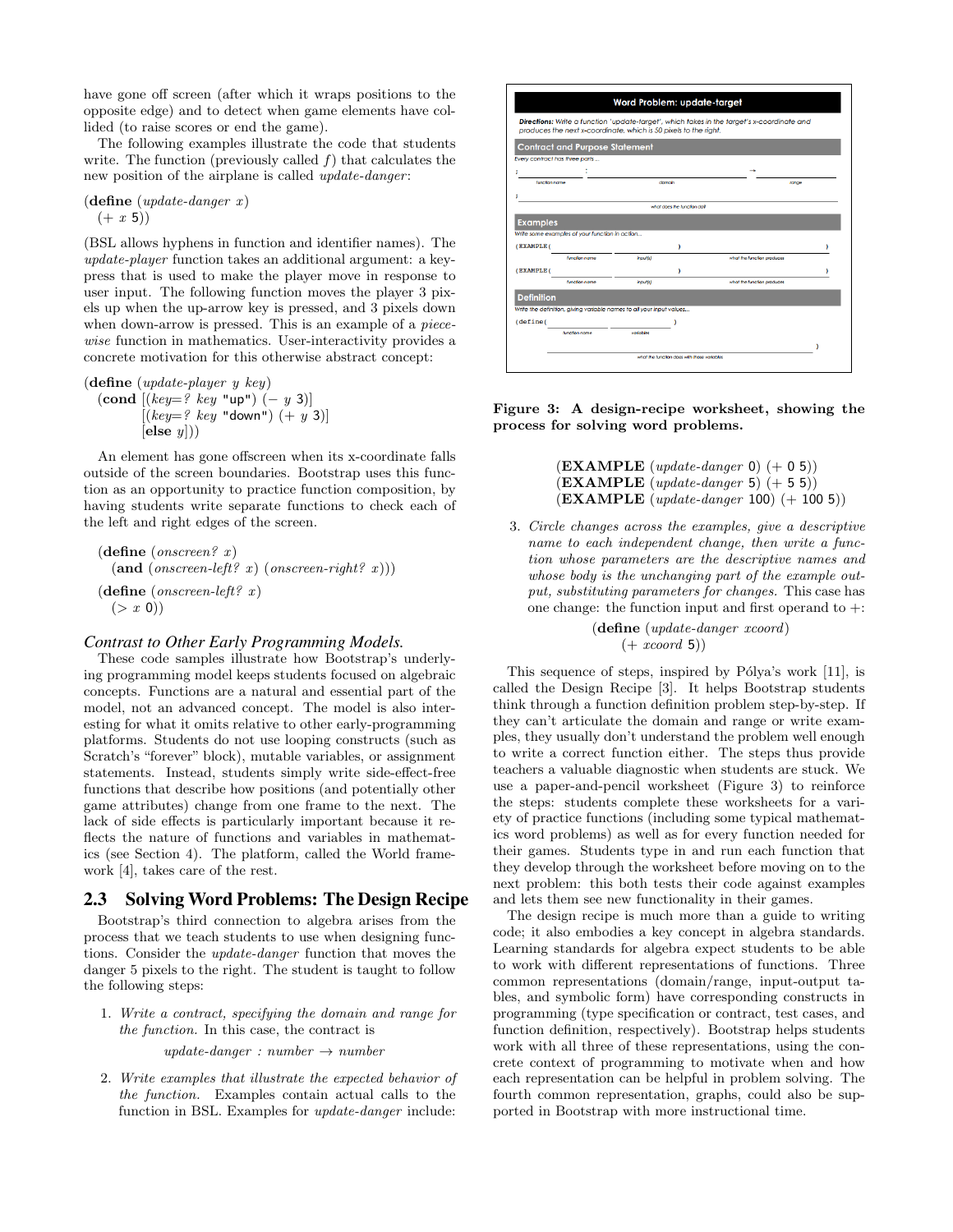have gone off screen (after which it wraps positions to the opposite edge) and to detect when game elements have collided (to raise scores or end the game).

The following examples illustrate the code that students write. The function (previously called $f$) that calculates the new position of the airplane is called *update-danger*:

```
(define (update-danger x)
  (+ x 5))
```

(BSL allows hyphens in function and identifier names). The *update-player* function takes an additional argument: a keypress that is used to make the player move in response to user input. The following function moves the player 3 pixels up when the up-arrow key is pressed, and 3 pixels down when down-arrow is pressed. This is an example of a *piecewise* function in mathematics. User-interactivity provides a concrete motivation for this otherwise abstract concept:

```
(define (update-player y key)
  (cond [(key=? key "up") (− y 3)]
        [(key=? key "down") (+ y 3)]
        [else y]))
```

An element has gone offscreen when its x-coordinate falls outside of the screen boundaries. Bootstrap uses this function as an opportunity to practice function composition, by having students write separate functions to check each of the left and right edges of the screen.

```
(define (onscreen? x)
  (and (onscreen-left? x) (onscreen-right? x)))
(define (onscreen-left? x)
  (> x 0))
```

*Contrast to Other Early Programming Models.* These code samples illustrate how Bootstrap's underlying programming model keeps students focused on algebraic concepts. Functions are a natural and essential part of the model, not an advanced concept. The model is also interesting for what it omits relative to other early-programming platforms. Students do not use looping constructs (such as Scratch's "forever" block), mutable variables, or assignment statements. Instead, students simply write side-effect-free functions that describe how positions (and potentially other game attributes) change from one frame to the next. The lack of side effects is particularly important because it reflects the nature of functions and variables in mathematics (see Section 4). The platform, called the World framework [4], takes care of the rest.

## 2.3 Solving Word Problems: The Design Recipe

Bootstrap's third connection to algebra arises from the process that we teach students to use when designing functions. Consider the *update-danger* function that moves the danger 5 pixels to the right. The student is taught to follow the following steps:

1. *Write a contract, specifying the domain and range for the function.* In this case, the contract is

   *update-danger* : *number* → *number*

2. *Write examples that illustrate the expected behavior of the function.* Examples contain actual calls to the function in BSL. Examples for *update-danger* include:

```
(EXAMPLE (update-danger 0) (+ 0 5))
(EXAMPLE (update-danger 5) (+ 5 5))
(EXAMPLE (update-danger 100) (+ 100 5))
```

3. *Circle changes across the examples, give a descriptive name to each independent change, then write a function whose parameters are the descriptive names and whose body is the unchanging part of the example output, substituting parameters for changes.* This case has one change: the function input and first operand to +:

```
(define (update-danger xcoord)
  (+ xcoord 5))
```

**Word Problem: update-target**

***Directions:*** *Write a function 'update-target', which takes in the target's x-coordinate and produces the next x-coordinate, which is 50 pixels to the right.*

**Contract and Purpose Statement**

Every contract has three parts ...

; \_\_\_\_\_\_\_\_ : \_\_\_\_\_\_\_\_ → \_\_\_\_\_\_\_\_
function name — domain — range

; \_\_\_\_\_\_\_\_\_\_\_\_\_\_\_\_
what does the function do?

**Examples**

Write some examples of your function in action...

(EXAMPLE ( \_\_\_\_ \_\_\_\_ ) \_\_\_\_ )
function name — input(s) — what the function produces

(EXAMPLE ( \_\_\_\_ \_\_\_\_ ) \_\_\_\_ )
function name — input(s) — what the function produces

**Definition**

Write the definition, giving variable names to all your input values...

(define ( \_\_\_\_ \_\_\_\_ )
function name — variables

\_\_\_\_\_\_\_\_\_\_\_\_\_\_\_\_ )
what the function does with those variables

**Figure 3: A design-recipe worksheet, showing the process for solving word problems.**

This sequence of steps, inspired by Pólya's work [11], is called the Design Recipe [3]. It helps Bootstrap students think through a function definition problem step-by-step. If they can't articulate the domain and range or write examples, they usually don't understand the problem well enough to write a correct function either. The steps thus provide teachers a valuable diagnostic when students are stuck. We use a paper-and-pencil worksheet (Figure 3) to reinforce the steps: students complete these worksheets for a variety of practice functions (including some typical mathematics word problems) as well as for every function needed for their games. Students type in and run each function that they develop through the worksheet before moving on to the next problem: this both tests their code against examples and lets them see new functionality in their games.

The design recipe is much more than a guide to writing code; it also embodies a key concept in algebra standards. Learning standards for algebra expect students to be able to work with different representations of functions. Three common representations (domain/range, input-output tables, and symbolic form) have corresponding constructs in programming (type specification or contract, test cases, and function definition, respectively). Bootstrap helps students work with all three of these representations, using the concrete context of programming to motivate when and how each representation can be helpful in problem solving. The fourth common representation, graphs, could also be supported in Bootstrap with more instructional time.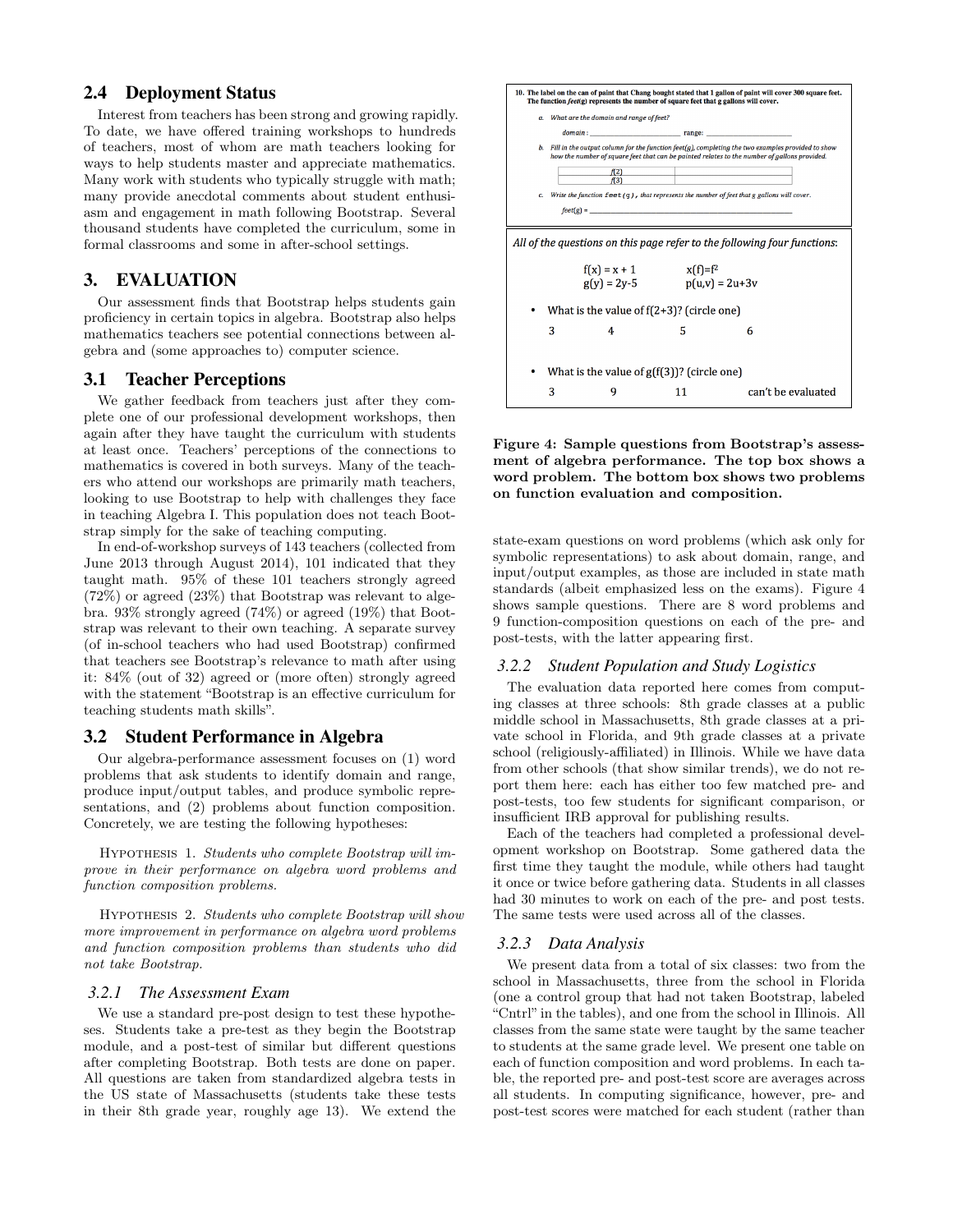## 2.4 Deployment Status

Interest from teachers has been strong and growing rapidly. To date, we have offered training workshops to hundreds of teachers, most of whom are math teachers looking for ways to help students master and appreciate mathematics. Many work with students who typically struggle with math; many provide anecdotal comments about student enthusiasm and engagement in math following Bootstrap. Several thousand students have completed the curriculum, some in formal classrooms and some in after-school settings.

# 3. EVALUATION

Our assessment finds that Bootstrap helps students gain proficiency in certain topics in algebra. Bootstrap also helps mathematics teachers see potential connections between algebra and (some approaches to) computer science.

## 3.1 Teacher Perceptions

We gather feedback from teachers just after they complete one of our professional development workshops, then again after they have taught the curriculum with students at least once. Teachers' perceptions of the connections to mathematics is covered in both surveys. Many of the teachers who attend our workshops are primarily math teachers, looking to use Bootstrap to help with challenges they face in teaching Algebra I. This population does not teach Bootstrap simply for the sake of teaching computing.

In end-of-workshop surveys of 143 teachers (collected from June 2013 through August 2014), 101 indicated that they taught math. 95% of these 101 teachers strongly agreed (72%) or agreed (23%) that Bootstrap was relevant to algebra. 93% strongly agreed (74%) or agreed (19%) that Bootstrap was relevant to their own teaching. A separate survey (of in-school teachers who had used Bootstrap) confirmed that teachers see Bootstrap's relevance to math after using it: 84% (out of 32) agreed or (more often) strongly agreed with the statement "Bootstrap is an effective curriculum for teaching students math skills".

## 3.2 Student Performance in Algebra

Our algebra-performance assessment focuses on (1) word problems that ask students to identify domain and range, produce input/output tables, and produce symbolic representations, and (2) problems about function composition. Concretely, we are testing the following hypotheses:

HYPOTHESIS 1. *Students who complete Bootstrap will improve in their performance on algebra word problems and function composition problems.*

HYPOTHESIS 2. *Students who complete Bootstrap will show more improvement in performance on algebra word problems and function composition problems than students who did not take Bootstrap.*

### 3.2.1 The Assessment Exam

We use a standard pre-post design to test these hypotheses. Students take a pre-test as they begin the Bootstrap module, and a post-test of similar but different questions after completing Bootstrap. Both tests are done on paper. All questions are taken from standardized algebra tests in the US state of Massachusetts (students take these tests in their 8th grade year, roughly age 13). We extend the state-exam questions on word problems (which ask only for symbolic representations) to ask about domain, range, and input/output examples, as those are included in state math standards (albeit emphasized less on the exams). Figure 4 shows sample questions. There are 8 word problems and 9 function-composition questions on each of the pre- and post-tests, with the latter appearing first.

**10. The label on the can of paint that Chang bought stated that 1 gallon of paint will cover 300 square feet. The function *feet(g)* represents the number of square feet that g gallons will cover.**

*a. What are the domain and range of feet?*

domain : ________________ range: ________________

*b. Fill in the output column for the function feet(g), completing the two examples provided to show how the number of square feet that can be painted relates to the number of gallons provided.*

| | |
|---|---|
| f(2) | |
| f(3) | |

*c. Write the function `feet(g)`, that represents the number of feet that g gallons will cover.*

feet(g) = ________________

*All of the questions on this page refer to the following four functions:*

$f(x) = x + 1$ $\quad x(f)=f^2$

$g(y) = 2y-5$ $\quad p(u,v) = 2u+3v$

- What is the value of f(2+3)? (circle one)

  3 &nbsp;&nbsp; 4 &nbsp;&nbsp; 5 &nbsp;&nbsp; 6

- What is the value of g(f(3))? (circle one)

  3 &nbsp;&nbsp; 9 &nbsp;&nbsp; 11 &nbsp;&nbsp; can't be evaluated

**Figure 4: Sample questions from Bootstrap's assessment of algebra performance. The top box shows a word problem. The bottom box shows two problems on function evaluation and composition.**

### 3.2.2 Student Population and Study Logistics

The evaluation data reported here comes from computing classes at three schools: 8th grade classes at a public middle school in Massachusetts, 8th grade classes at a private school in Florida, and 9th grade classes at a private school (religiously-affiliated) in Illinois. While we have data from other schools (that show similar trends), we do not report them here: each has either too few matched pre- and post-tests, too few students for significant comparison, or insufficient IRB approval for publishing results.

Each of the teachers had completed a professional development workshop on Bootstrap. Some gathered data the first time they taught the module, while others had taught it once or twice before gathering data. Students in all classes had 30 minutes to work on each of the pre- and post tests. The same tests were used across all of the classes.

### 3.2.3 Data Analysis

We present data from a total of six classes: two from the school in Massachusetts, three from the school in Florida (one a control group that had not taken Bootstrap, labeled "Cntrl" in the tables), and one from the school in Illinois. All classes from the same state were taught by the same teacher to students at the same grade level. We present one table on each of function composition and word problems. In each table, the reported pre- and post-test score are averages across all students. In computing significance, however, pre- and post-test scores were matched for each student (rather than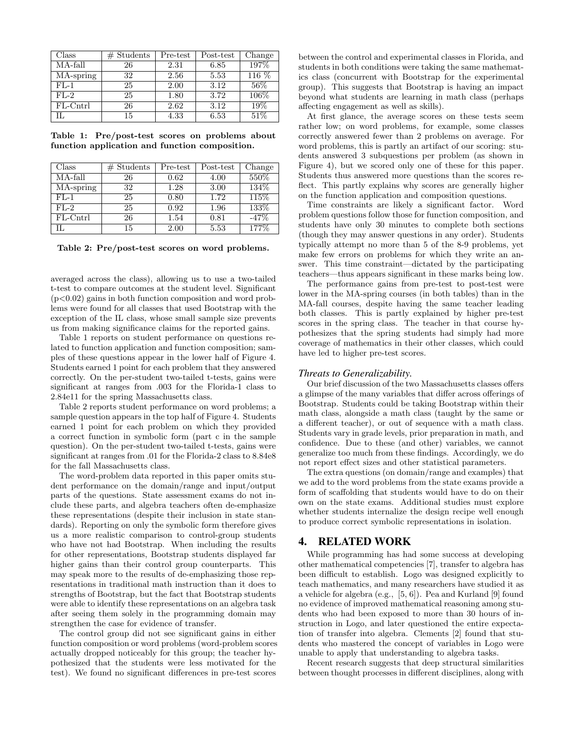| Class | # Students | Pre-test | Post-test | Change |
|---|---|---|---|---|
| MA-fall | 26 | 2.31 | 6.85 | 197% |
| MA-spring | 32 | 2.56 | 5.53 | 116 % |
| FL-1 | 25 | 2.00 | 3.12 | 56% |
| FL-2 | 25 | 1.80 | 3.72 | 106% |
| FL-Cntrl | 26 | 2.62 | 3.12 | 19% |
| IL | 15 | 4.33 | 6.53 | 51% |

**Table 1: Pre/post-test scores on problems about function application and function composition.**

| Class | # Students | Pre-test | Post-test | Change |
|---|---|---|---|---|
| MA-fall | 26 | 0.62 | 4.00 | 550% |
| MA-spring | 32 | 1.28 | 3.00 | 134% |
| FL-1 | 25 | 0.80 | 1.72 | 115% |
| FL-2 | 25 | 0.92 | 1.96 | 133% |
| FL-Cntrl | 26 | 1.54 | 0.81 | -47% |
| IL | 15 | 2.00 | 5.53 | 177% |

**Table 2: Pre/post-test scores on word problems.**

averaged across the class), allowing us to use a two-tailed t-test to compare outcomes at the student level. Significant ($p<0.02$) gains in both function composition and word problems were found for all classes that used Bootstrap with the exception of the IL class, whose small sample size prevents us from making significance claims for the reported gains.

Table 1 reports on student performance on questions related to function application and function composition; samples of these questions appear in the lower half of Figure 4. Students earned 1 point for each problem that they answered correctly. On the per-student two-tailed t-tests, gains were significant at ranges from .003 for the Florida-1 class to 2.84e11 for the spring Massachusetts class.

Table 2 reports student performance on word problems; a sample question appears in the top half of Figure 4. Students earned 1 point for each problem on which they provided a correct function in symbolic form (part c in the sample question). On the per-student two-tailed t-tests, gains were significant at ranges from .01 for the Florida-2 class to 8.84e8 for the fall Massachusetts class.

The word-problem data reported in this paper omits student performance on the domain/range and input/output parts of the questions. State assessment exams do not include these parts, and algebra teachers often de-emphasize these representations (despite their inclusion in state standards). Reporting on only the symbolic form therefore gives us a more realistic comparison to control-group students who have not had Bootstrap. When including the results for other representations, Bootstrap students displayed far higher gains than their control group counterparts. This may speak more to the results of de-emphasizing those representations in traditional math instruction than it does to strengths of Bootstrap, but the fact that Bootstrap students were able to identify these representations on an algebra task after seeing them solely in the programming domain may strengthen the case for evidence of transfer.

The control group did not see significant gains in either function composition or word problems (word-problem scores actually dropped noticeably for this group; the teacher hypothesized that the students were less motivated for the test). We found no significant differences in pre-test scores between the control and experimental classes in Florida, and students in both conditions were taking the same mathematics class (concurrent with Bootstrap for the experimental group). This suggests that Bootstrap is having an impact beyond what students are learning in math class (perhaps affecting engagement as well as skills).

At first glance, the average scores on these tests seem rather low; on word problems, for example, some classes correctly answered fewer than 2 problems on average. For word problems, this is partly an artifact of our scoring: students answered 3 subquestions per problem (as shown in Figure 4), but we scored only one of these for this paper. Students thus answered more questions than the scores reflect. This partly explains why scores are generally higher on the function application and composition questions.

Time constraints are likely a significant factor. Word problem questions follow those for function composition, and students have only 30 minutes to complete both sections (though they may answer questions in any order). Students typically attempt no more than 5 of the 8-9 problems, yet make few errors on problems for which they write an answer. This time constraint—dictated by the participating teachers—thus appears significant in these marks being low.

The performance gains from pre-test to post-test were lower in the MA-spring courses (in both tables) than in the MA-fall courses, despite having the same teacher leading both classes. This is partly explained by higher pre-test scores in the spring class. The teacher in that course hypothesizes that the spring students had simply had more coverage of mathematics in their other classes, which could have led to higher pre-test scores.

### *Threats to Generalizability.*

Our brief discussion of the two Massachusetts classes offers a glimpse of the many variables that differ across offerings of Bootstrap. Students could be taking Bootstrap within their math class, alongside a math class (taught by the same or a different teacher), or out of sequence with a math class. Students vary in grade levels, prior preparation in math, and confidence. Due to these (and other) variables, we cannot generalize too much from these findings. Accordingly, we do not report effect sizes and other statistical parameters.

The extra questions (on domain/range and examples) that we add to the word problems from the state exams provide a form of scaffolding that students would have to do on their own on the state exams. Additional studies must explore whether students internalize the design recipe well enough to produce correct symbolic representations in isolation.

## 4. RELATED WORK

While programming has had some success at developing other mathematical competencies [7], transfer to algebra has been difficult to establish. Logo was designed explicitly to teach mathematics, and many researchers have studied it as a vehicle for algebra (e.g., [5, 6]). Pea and Kurland [9] found no evidence of improved mathematical reasoning among students who had been exposed to more than 30 hours of instruction in Logo, and later questioned the entire expectation of transfer into algebra. Clements [2] found that students who mastered the concept of variables in Logo were unable to apply that understanding to algebra tasks.

Recent research suggests that deep structural similarities between thought processes in different disciplines, along with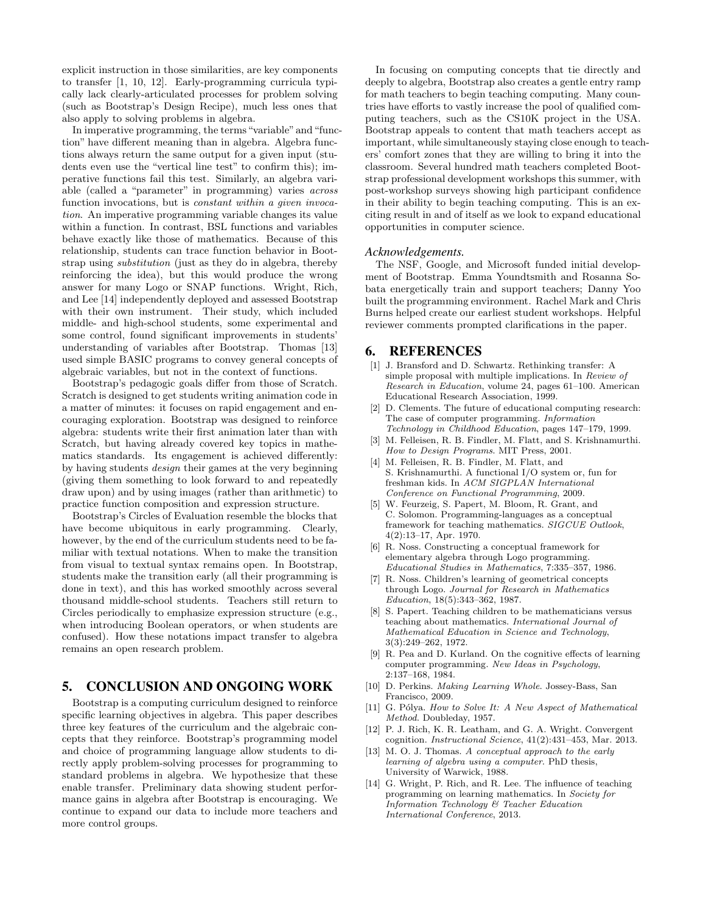explicit instruction in those similarities, are key components to transfer [1, 10, 12]. Early-programming curricula typically lack clearly-articulated processes for problem solving (such as Bootstrap's Design Recipe), much less ones that also apply to solving problems in algebra.

In imperative programming, the terms "variable" and "function" have different meaning than in algebra. Algebra functions always return the same output for a given input (students even use the "vertical line test" to confirm this); imperative functions fail this test. Similarly, an algebra variable (called a "parameter" in programming) varies *across* function invocations, but is *constant within a given invocation*. An imperative programming variable changes its value within a function. In contrast, BSL functions and variables behave exactly like those of mathematics. Because of this relationship, students can trace function behavior in Bootstrap using *substitution* (just as they do in algebra, thereby reinforcing the idea), but this would produce the wrong answer for many Logo or SNAP functions. Wright, Rich, and Lee [14] independently deployed and assessed Bootstrap with their own instrument. Their study, which included middle- and high-school students, some experimental and some control, found significant improvements in students' understanding of variables after Bootstrap. Thomas [13] used simple BASIC programs to convey general concepts of algebraic variables, but not in the context of functions.

Bootstrap's pedagogic goals differ from those of Scratch. Scratch is designed to get students writing animation code in a matter of minutes: it focuses on rapid engagement and encouraging exploration. Bootstrap was designed to reinforce algebra: students write their first animation later than with Scratch, but having already covered key topics in mathematics standards. Its engagement is achieved differently: by having students *design* their games at the very beginning (giving them something to look forward to and repeatedly draw upon) and by using images (rather than arithmetic) to practice function composition and expression structure.

Bootstrap's Circles of Evaluation resemble the blocks that have become ubiquitous in early programming. Clearly, however, by the end of the curriculum students need to be familiar with textual notations. When to make the transition from visual to textual syntax remains open. In Bootstrap, students make the transition early (all their programming is done in text), and this has worked smoothly across several thousand middle-school students. Teachers still return to Circles periodically to emphasize expression structure (e.g., when introducing Boolean operators, or when students are confused). How these notations impact transfer to algebra remains an open research problem.

## 5. CONCLUSION AND ONGOING WORK

Bootstrap is a computing curriculum designed to reinforce specific learning objectives in algebra. This paper describes three key features of the curriculum and the algebraic concepts that they reinforce. Bootstrap's programming model and choice of programming language allow students to directly apply problem-solving processes for programming to standard problems in algebra. We hypothesize that these enable transfer. Preliminary data showing student performance gains in algebra after Bootstrap is encouraging. We continue to expand our data to include more teachers and more control groups.

In focusing on computing concepts that tie directly and deeply to algebra, Bootstrap also creates a gentle entry ramp for math teachers to begin teaching computing. Many countries have efforts to vastly increase the pool of qualified computing teachers, such as the CS10K project in the USA. Bootstrap appeals to content that math teachers accept as important, while simultaneously staying close enough to teachers' comfort zones that they are willing to bring it into the classroom. Several hundred math teachers completed Bootstrap professional development workshops this summer, with post-workshop surveys showing high participant confidence in their ability to begin teaching computing. This is an exciting result in and of itself as we look to expand educational opportunities in computer science.

### *Acknowledgements.*

The NSF, Google, and Microsoft funded initial development of Bootstrap. Emma Youndtsmith and Rosanna Sobata energetically train and support teachers; Danny Yoo built the programming environment. Rachel Mark and Chris Burns helped create our earliest student workshops. Helpful reviewer comments prompted clarifications in the paper.

## 6. REFERENCES

[1] J. Bransford and D. Schwartz. Rethinking transfer: A simple proposal with multiple implications. In *Review of Research in Education*, volume 24, pages 61–100. American Educational Research Association, 1999.

[2] D. Clements. The future of educational computing research: The case of computer programming. *Information Technology in Childhood Education*, pages 147–179, 1999.

[3] M. Felleisen, R. B. Findler, M. Flatt, and S. Krishnamurthi. *How to Design Programs*. MIT Press, 2001.

[4] M. Felleisen, R. B. Findler, M. Flatt, and S. Krishnamurthi. A functional I/O system or, fun for freshman kids. In *ACM SIGPLAN International Conference on Functional Programming*, 2009.

[5] W. Feurzeig, S. Papert, M. Bloom, R. Grant, and C. Solomon. Programming-languages as a conceptual framework for teaching mathematics. *SIGCUE Outlook*, 4(2):13–17, Apr. 1970.

[6] R. Noss. Constructing a conceptual framework for elementary algebra through Logo programming. *Educational Studies in Mathematics*, 7:335–357, 1986.

[7] R. Noss. Children's learning of geometrical concepts through Logo. *Journal for Research in Mathematics Education*, 18(5):343–362, 1987.

[8] S. Papert. Teaching children to be mathematicians versus teaching about mathematics. *International Journal of Mathematical Education in Science and Technology*, 3(3):249–262, 1972.

[9] R. Pea and D. Kurland. On the cognitive effects of learning computer programming. *New Ideas in Psychology*, 2:137–168, 1984.

[10] D. Perkins. *Making Learning Whole*. Jossey-Bass, San Francisco, 2009.

[11] G. Pólya. *How to Solve It: A New Aspect of Mathematical Method*. Doubleday, 1957.

[12] P. J. Rich, K. R. Leatham, and G. A. Wright. Convergent cognition. *Instructional Science*, 41(2):431–453, Mar. 2013.

[13] M. O. J. Thomas. *A conceptual approach to the early learning of algebra using a computer*. PhD thesis, University of Warwick, 1988.

[14] G. Wright, P. Rich, and R. Lee. The influence of teaching programming on learning mathematics. In *Society for Information Technology & Teacher Education International Conference*, 2013.